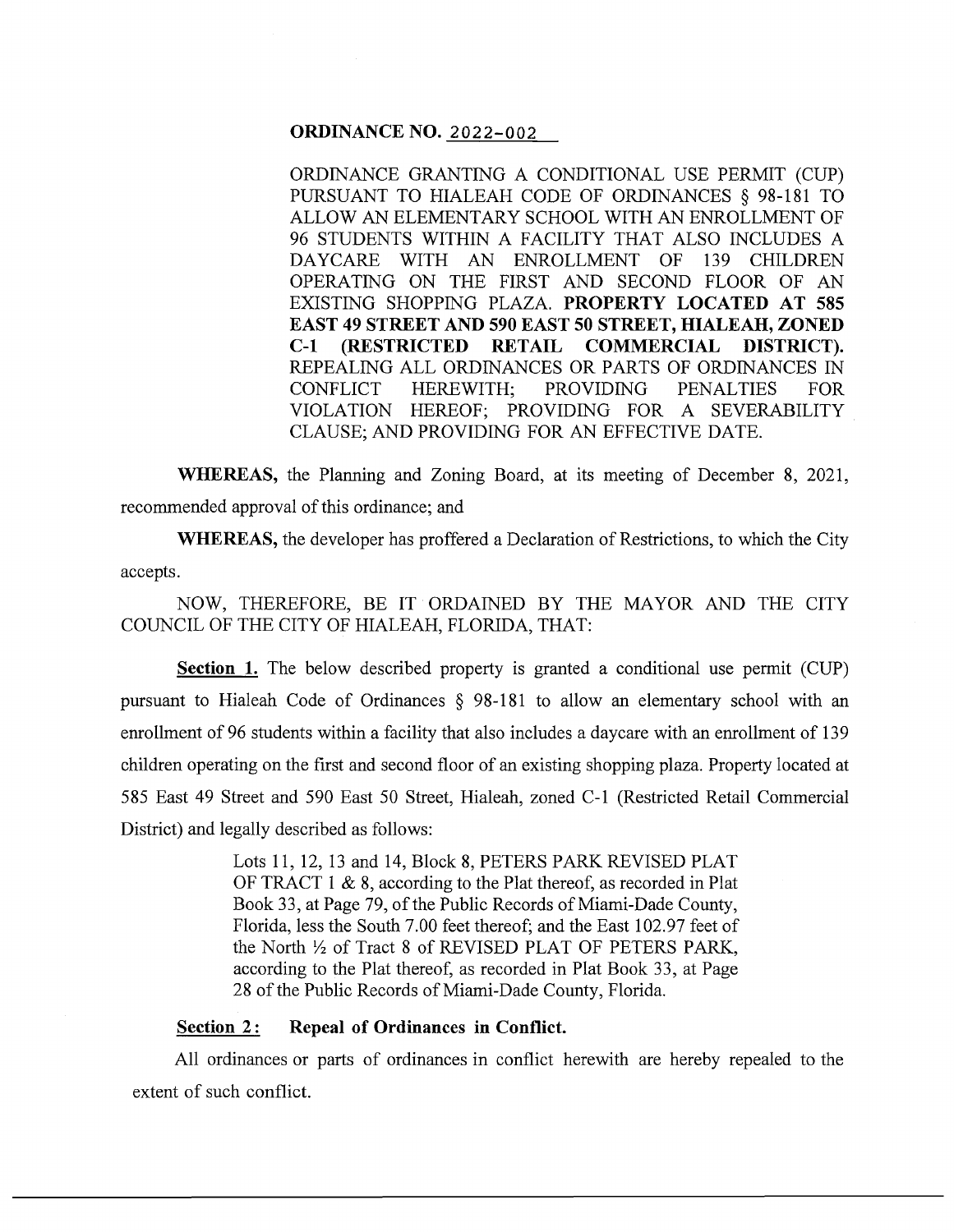**ORDINANCE NO. 2022-002**

ORDINANCE GRANTING A CONDITIONAL USE PERMIT (CUP) PURSUANT TO HIALEAH CODE OF ORDINANCES § 98-181 TO ALLOW AN ELEMENTARY SCHOOL WITH AN ENROLLMENT OF 96 STUDENTS WITHIN A FACILITY THAT ALSO INCLUDES A DAYCARE WITH AN ENROLLMENT OF 139 CHILDREN OPERATING ON THE FIRST AND SECOND FLOOR OF AN EXISTING SHOPPING PLAZA. **PROPERTY LOCATED AT 585 EAST 49 STREET AND 590 EAST 50 STREET, HIALEAH, ZONED C-1 (RESTRICTED RETAIL COMMERCIAL DISTRICT).** REPEALING ALL ORDINANCES OR PARTS OF ORDINANCES IN CONFLICT HEREWITH; PROVIDING PENALTIES FOR VIOLATION HEREOF; PROVIDING FOR A SEVERABILITY CLAUSE; AND PROVIDING FOR AN EFFECTIVE DATE.

**WHEREAS,** the Planning and Zoning Board, at its meeting of December 8, 2021, recommended approval of this ordinance; and

**WHEREAS,** the developer has proffered a Declaration of Restrictions, to which the City accepts.

NOW, THEREFORE, BE IT ORDAINED BY THE MAYOR AND THE CITY COUNCIL OF THE CITY OF HIALEAH, FLORIDA, THAT:

**Section 1.** The below described property is granted a conditional use permit (CUP) pursuant to Hialeah Code of Ordinances § 98-181 to allow an elementary school with an enrollment of 96 students within a facility that also includes a daycare with an enrollment of 139 children operating on the first and second floor of an existing shopping plaza. Property located at 585 East 49 Street and 590 East 50 Street, Hialeah, zoned C-1 (Restricted Retail Commercial District) and legally described as follows:

> Lots 11, 12, 13 and 14, Block 8, PETERS PARK REVISED PLAT OF TRACT 1 & 8, according to the Plat thereof, as recorded in Plat Book 33, at Page 79, of the Public Records of Miami-Dade County, Florida, less the South 7.00 feet thereof; and the East 102.97 feet of the North ½ of Tract 8 of REVISED PLAT OF PETERS PARK, according to the Plat thereof, as recorded in Plat Book 33, at Page 28 of the Public Records of Miami-Dade County, Florida.

**Section 2: Repeal of Ordinances in Conflict.**

All ordinances or parts of ordinances in conflict herewith are hereby repealed to the extent of such conflict.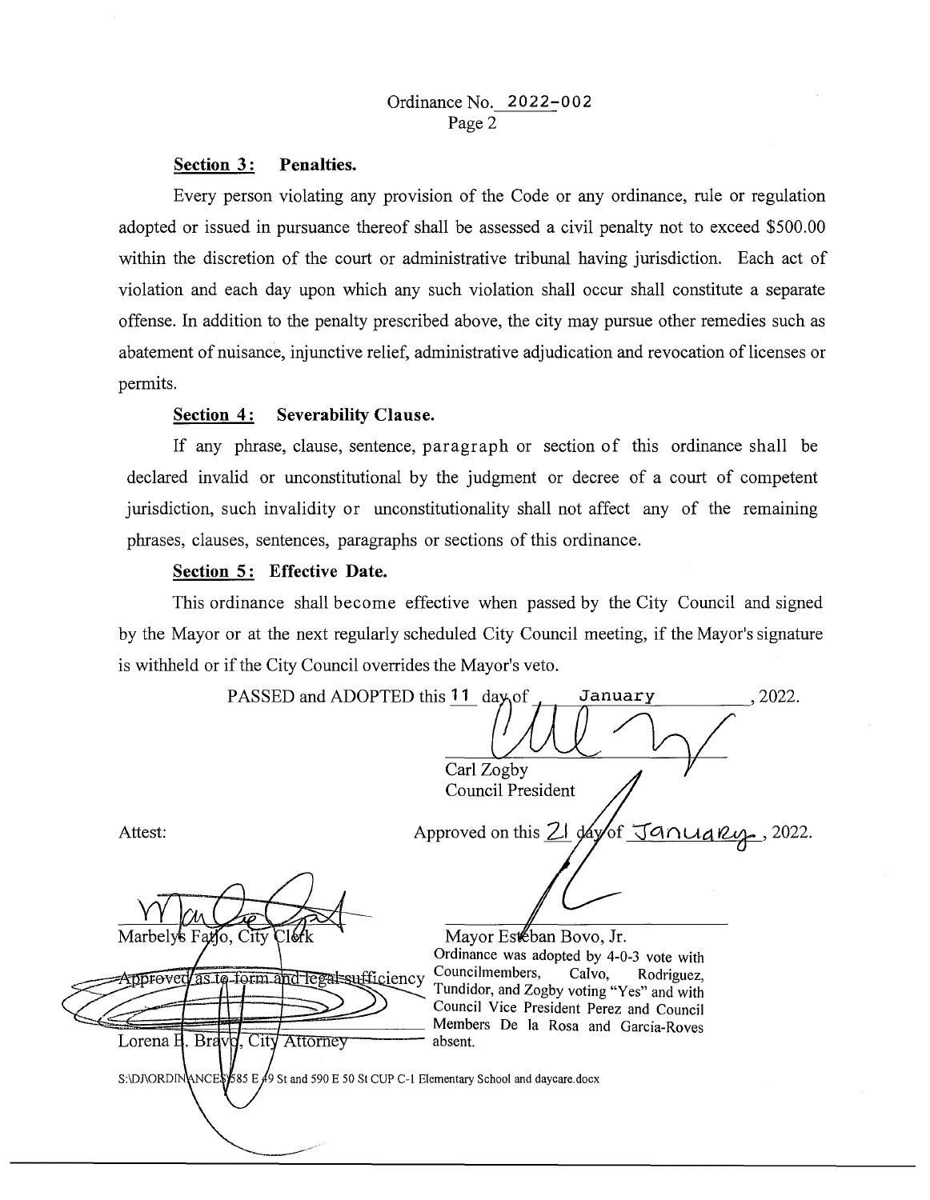Ordinance No. 2022-002

**Section 3: Penalties.**

Every person violating any provision of the Code or any ordinance, rule or regulation adopted or issued in pursuance thereof shall be assessed a civil penalty not to exceed $500.00 within the discretion of the court or administrative tribunal having jurisdiction. Each act of violation and each day upon which any such violation shall occur shall constitute a separate offense. In addition to the penalty prescribed above, the city may pursue other remedies such as abatement of nuisance, injunctive relief, administrative adjudication and revocation of licenses or permits.

**Section 4: Severability Clause.**

If any phrase, clause, sentence, paragraph or section of this ordinance shall be declared invalid or unconstitutional by the judgment or decree of a court of competent jurisdiction, such invalidity or unconstitutionality shall not affect any of the remaining phrases, clauses, sentences, paragraphs or sections of this ordinance.

**Section 5: Effective Date.**

This ordinance shall become effective when passed by the City Council and signed by the Mayor or at the next regularly scheduled City Council meeting, if the Mayor's signature is withheld or if the City Council overrides the Mayor's veto.

PASSED and ADOPTED this 11 day of January, 2022.

Carl Zogby
Council President

Approved on this 21 day of January, 2022.

Attest:

Marbelys Fatjo, City Clerk

Mayor Esteban Bovo, Jr.

Approved as to form and legal sufficiency

Lorena E. Bravo, City Attorney

Ordinance was adopted by 4-0-3 vote with Councilmembers, Calvo, Rodriguez, Tundidor, and Zogby voting "Yes" and with Council Vice President Perez and Council Members De la Rosa and Garcia-Roves absent.

S:\DJ\ORDINANCES\585 E 49 St and 590 E 50 St CUP C-1 Elementary School and daycare.docx